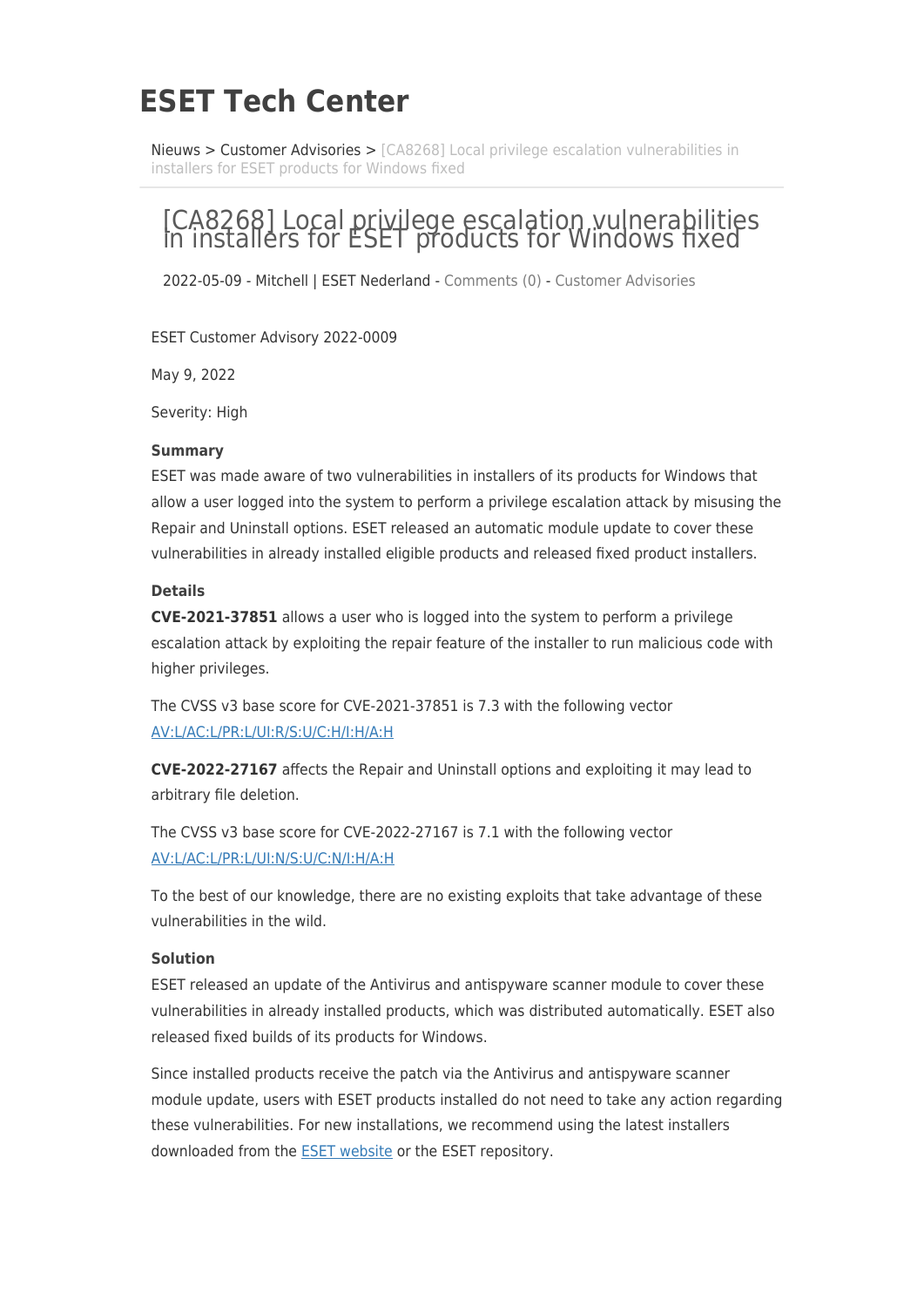# ESET Tech Center

Nieuws > Customer Advisories > [CA8268] Local privilege escalation vulnerabilities in installers for ESET products for Windows fixed

## [CA8268] Local privilege escalation vulnerabilities in installers for ESET products for Windows fixed

2022-05-09 - Mitchell | ESET Nederland - Comments (0) - Customer Advisories

ESET Customer Advisory 2022-0009

May 9, 2022

Severity: High

**Summary**

ESET was made aware of two vulnerabilities in installers of its products for Windows that allow a user logged into the system to perform a privilege escalation attack by misusing the Repair and Uninstall options. ESET released an automatic module update to cover these vulnerabilities in already installed eligible products and released fixed product installers.

**Details**

**CVE-2021-37851** allows a user who is logged into the system to perform a privilege escalation attack by exploiting the repair feature of the installer to run malicious code with higher privileges.

The CVSS v3 base score for CVE-2021-37851 is 7.3 with the following vector AV:L/AC:L/PR:L/UI:R/S:U/C:H/I:H/A:H

**CVE-2022-27167** affects the Repair and Uninstall options and exploiting it may lead to arbitrary file deletion.

The CVSS v3 base score for CVE-2022-27167 is 7.1 with the following vector AV:L/AC:L/PR:L/UI:N/S:U/C:N/I:H/A:H

To the best of our knowledge, there are no existing exploits that take advantage of these vulnerabilities in the wild.

**Solution**

ESET released an update of the Antivirus and antispyware scanner module to cover these vulnerabilities in already installed products, which was distributed automatically. ESET also released fixed builds of its products for Windows.

Since installed products receive the patch via the Antivirus and antispyware scanner module update, users with ESET products installed do not need to take any action regarding these vulnerabilities. For new installations, we recommend using the latest installers downloaded from the ESET website or the ESET repository.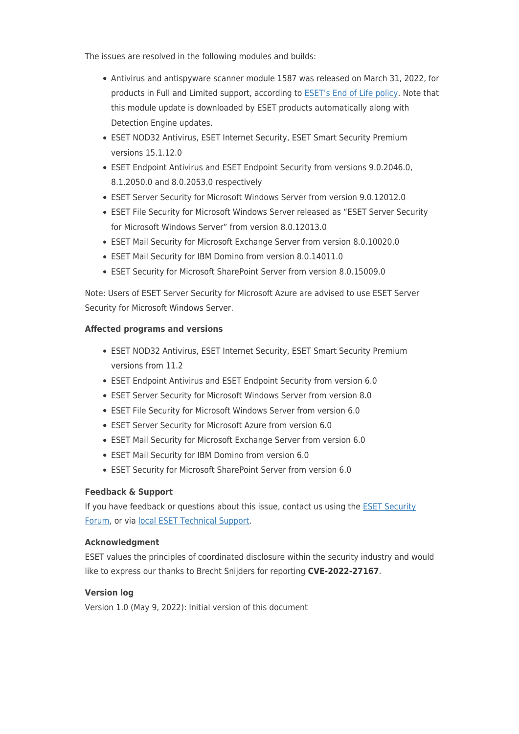The issues are resolved in the following modules and builds:

- Antivirus and antispyware scanner module 1587 was released on March 31, 2022, for products in Full and Limited support, according to ESET's End of Life policy. Note that this module update is downloaded by ESET products automatically along with Detection Engine updates.
- ESET NOD32 Antivirus, ESET Internet Security, ESET Smart Security Premium versions 15.1.12.0
- ESET Endpoint Antivirus and ESET Endpoint Security from versions 9.0.2046.0, 8.1.2050.0 and 8.0.2053.0 respectively
- ESET Server Security for Microsoft Windows Server from version 9.0.12012.0
- ESET File Security for Microsoft Windows Server released as "ESET Server Security for Microsoft Windows Server" from version 8.0.12013.0
- ESET Mail Security for Microsoft Exchange Server from version 8.0.10020.0
- ESET Mail Security for IBM Domino from version 8.0.14011.0
- ESET Security for Microsoft SharePoint Server from version 8.0.15009.0

Note: Users of ESET Server Security for Microsoft Azure are advised to use ESET Server Security for Microsoft Windows Server.

**Affected programs and versions**

- ESET NOD32 Antivirus, ESET Internet Security, ESET Smart Security Premium versions from 11.2
- ESET Endpoint Antivirus and ESET Endpoint Security from version 6.0
- ESET Server Security for Microsoft Windows Server from version 8.0
- ESET File Security for Microsoft Windows Server from version 6.0
- ESET Server Security for Microsoft Azure from version 6.0
- ESET Mail Security for Microsoft Exchange Server from version 6.0
- ESET Mail Security for IBM Domino from version 6.0
- ESET Security for Microsoft SharePoint Server from version 6.0

**Feedback & Support**

If you have feedback or questions about this issue, contact us using the ESET Security Forum, or via local ESET Technical Support.

**Acknowledgment**

ESET values the principles of coordinated disclosure within the security industry and would like to express our thanks to Brecht Snijders for reporting **CVE-2022-27167**.

**Version log**

Version 1.0 (May 9, 2022): Initial version of this document